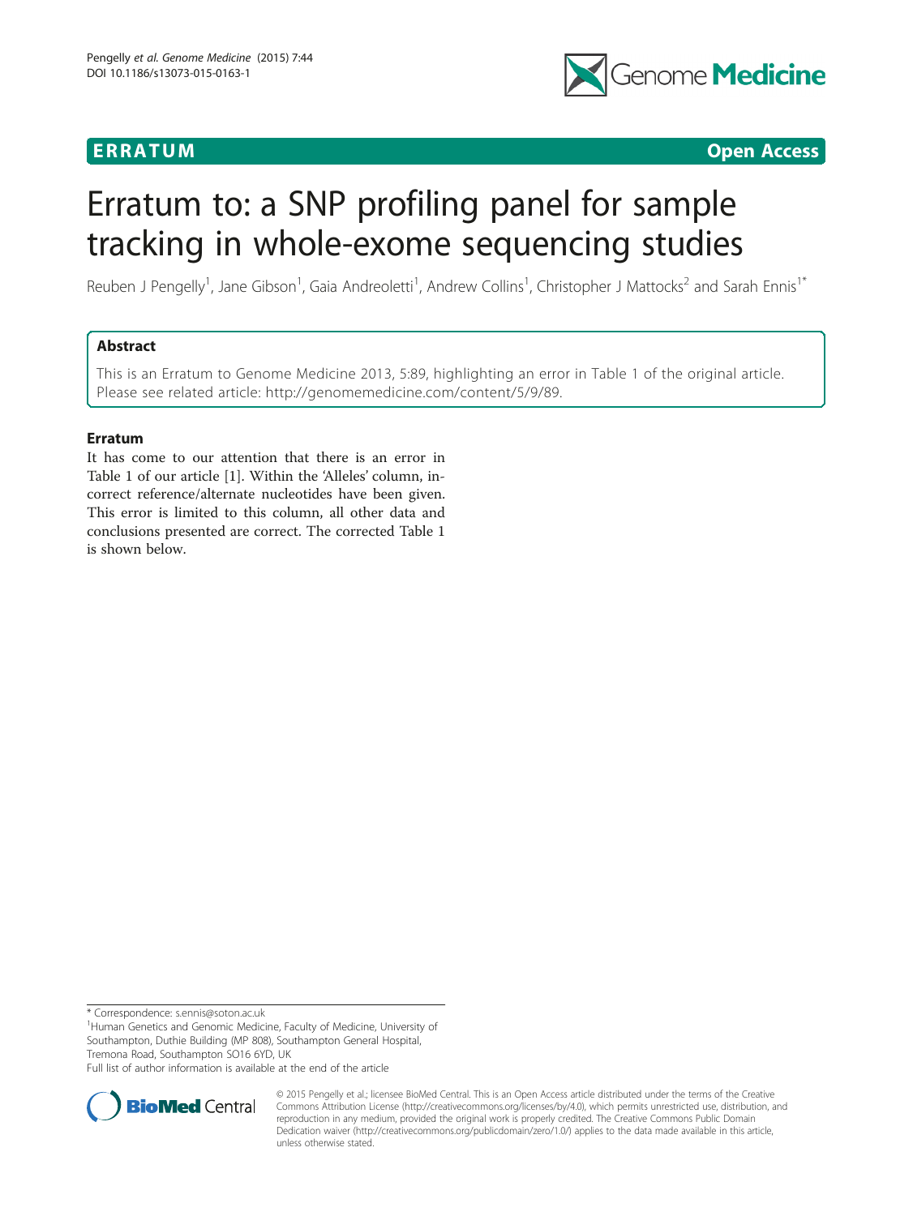ERRATUM Open Access

# Erratum to: a SNP profiling panel for sample tracking in whole-exome sequencing studies

Reuben J Pengelly[1], Jane Gibson[1], Gaia Andreoletti[1], Andrew Collins[1], Christopher J Mattocks[2] and Sarah Ennis[1*]

## Abstract

This is an Erratum to Genome Medicine 2013, 5:89, highlighting an error in Table 1 of the original article. Please see related article: http://genomemedicine.com/content/5/9/89.

## Erratum

It has come to our attention that there is an error in Table 1 of our article [1]. Within the 'Alleles' column, incorrect reference/alternate nucleotides have been given. This error is limited to this column, all other data and conclusions presented are correct. The corrected Table 1 is shown below.

\* Correspondence: s.ennis@soton.ac.uk

[1]Human Genetics and Genomic Medicine, Faculty of Medicine, University of Southampton, Duthie Building (MP 808), Southampton General Hospital, Tremona Road, Southampton SO16 6YD, UK

Full list of author information is available at the end of the article

© 2015 Pengelly et al.; licensee BioMed Central. This is an Open Access article distributed under the terms of the Creative Commons Attribution License (http://creativecommons.org/licenses/by/4.0), which permits unrestricted use, distribution, and reproduction in any medium, provided the original work is properly credited. The Creative Commons Public Domain Dedication waiver (http://creativecommons.org/publicdomain/zero/1.0/) applies to the data made available in this article, unless otherwise stated.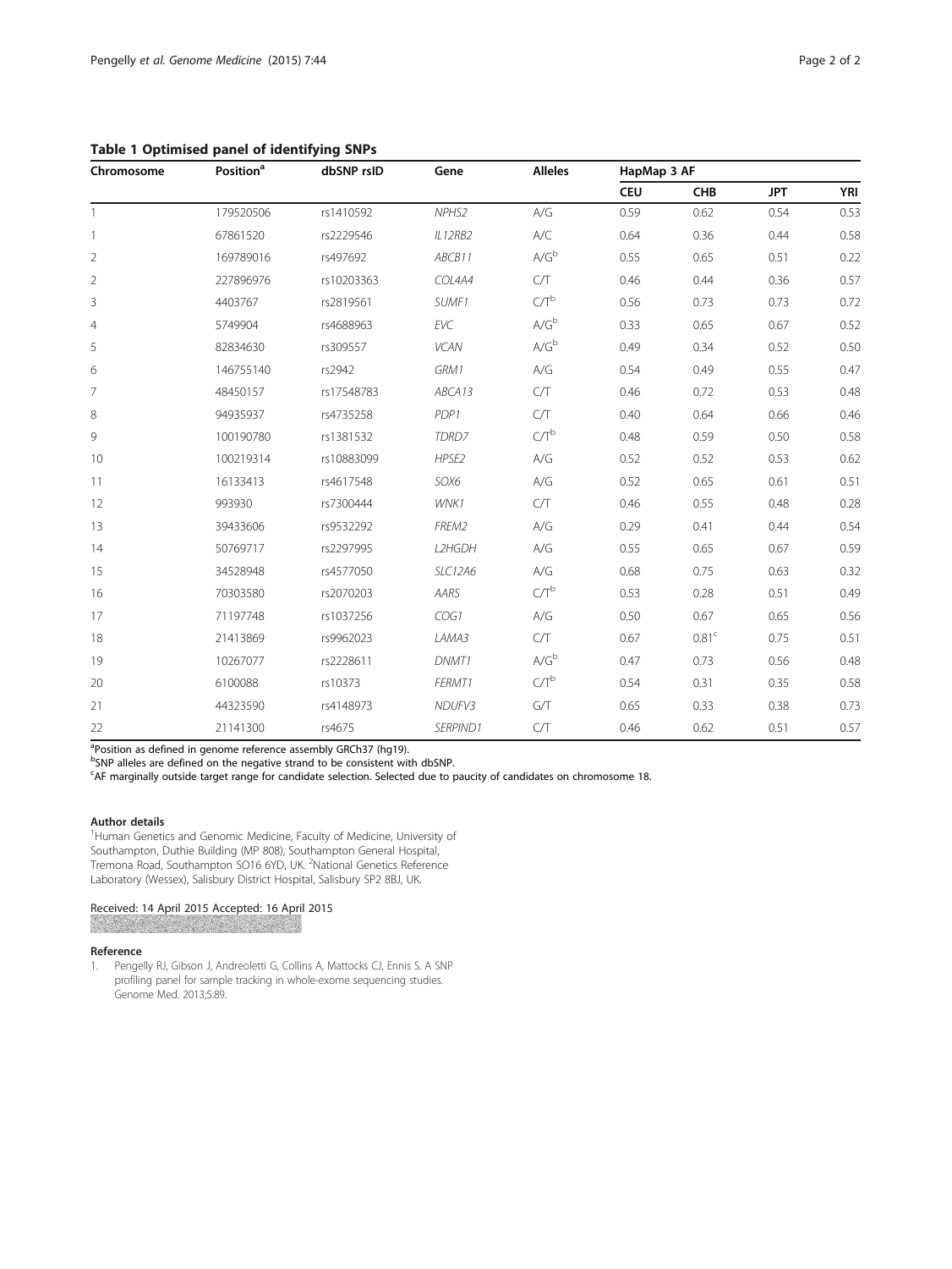**Table 1 Optimised panel of identifying SNPs**

| Chromosome | Position[a] | dbSNP rsID | Gene | Alleles | HapMap 3 AF | | | |
|---|---|---|---|---|---|---|---|---|
| | | | | | CEU | CHB | JPT | YRI |
| 1 | 179520506 | rs1410592 | *NPHS2* | A/G | 0.59 | 0.62 | 0.54 | 0.53 |
| 1 | 67861520 | rs2229546 | *IL12RB2* | A/C | 0.64 | 0.36 | 0.44 | 0.58 |
| 2 | 169789016 | rs497692 | *ABCB11* | A/G[b] | 0.55 | 0.65 | 0.51 | 0.22 |
| 2 | 227896976 | rs10203363 | *COL4A4* | C/T | 0.46 | 0.44 | 0.36 | 0.57 |
| 3 | 4403767 | rs2819561 | *SUMF1* | C/T[b] | 0.56 | 0.73 | 0.73 | 0.72 |
| 4 | 5749904 | rs4688963 | *EVC* | A/G[b] | 0.33 | 0.65 | 0.67 | 0.52 |
| 5 | 82834630 | rs309557 | *VCAN* | A/G[b] | 0.49 | 0.34 | 0.52 | 0.50 |
| 6 | 146755140 | rs2942 | *GRM1* | A/G | 0.54 | 0.49 | 0.55 | 0.47 |
| 7 | 48450157 | rs17548783 | *ABCA13* | C/T | 0.46 | 0.72 | 0.53 | 0.48 |
| 8 | 94935937 | rs4735258 | *PDP1* | C/T | 0.40 | 0.64 | 0.66 | 0.46 |
| 9 | 100190780 | rs1381532 | *TDRD7* | C/T[b] | 0.48 | 0.59 | 0.50 | 0.58 |
| 10 | 100219314 | rs10883099 | *HPSE2* | A/G | 0.52 | 0.52 | 0.53 | 0.62 |
| 11 | 16133413 | rs4617548 | *SOX6* | A/G | 0.52 | 0.65 | 0.61 | 0.51 |
| 12 | 993930 | rs7300444 | *WNK1* | C/T | 0.46 | 0.55 | 0.48 | 0.28 |
| 13 | 39433606 | rs9532292 | *FREM2* | A/G | 0.29 | 0.41 | 0.44 | 0.54 |
| 14 | 50769717 | rs2297995 | *L2HGDH* | A/G | 0.55 | 0.65 | 0.67 | 0.59 |
| 15 | 34528948 | rs4577050 | *SLC12A6* | A/G | 0.68 | 0.75 | 0.63 | 0.32 |
| 16 | 70303580 | rs2070203 | *AARS* | C/T[b] | 0.53 | 0.28 | 0.51 | 0.49 |
| 17 | 71197748 | rs1037256 | *COG1* | A/G | 0.50 | 0.67 | 0.65 | 0.56 |
| 18 | 21413869 | rs9962023 | *LAMA3* | C/T | 0.67 | 0.81[c] | 0.75 | 0.51 |
| 19 | 10267077 | rs2228611 | *DNMT1* | A/G[b] | 0.47 | 0.73 | 0.56 | 0.48 |
| 20 | 6100088 | rs10373 | *FERMT1* | C/T[b] | 0.54 | 0.31 | 0.35 | 0.58 |
| 21 | 44323590 | rs4148973 | *NDUFV3* | G/T | 0.65 | 0.33 | 0.38 | 0.73 |
| 22 | 21141300 | rs4675 | *SERPIND1* | C/T | 0.46 | 0.62 | 0.51 | 0.57 |

[a]Position as defined in genome reference assembly GRCh37 (hg19).
[b]SNP alleles are defined on the negative strand to be consistent with dbSNP.
[c]AF marginally outside target range for candidate selection. Selected due to paucity of candidates on chromosome 18.

#### Author details

[1]Human Genetics and Genomic Medicine, Faculty of Medicine, University of Southampton, Duthie Building (MP 808), Southampton General Hospital, Tremona Road, Southampton SO16 6YD, UK. [2]National Genetics Reference Laboratory (Wessex), Salisbury District Hospital, Salisbury SP2 8BJ, UK.

Received: 14 April 2015 Accepted: 16 April 2015

#### Reference

1. Pengelly RJ, Gibson J, Andreoletti G, Collins A, Mattocks CJ, Ennis S. A SNP profiling panel for sample tracking in whole-exome sequencing studies. Genome Med. 2013;5:89.